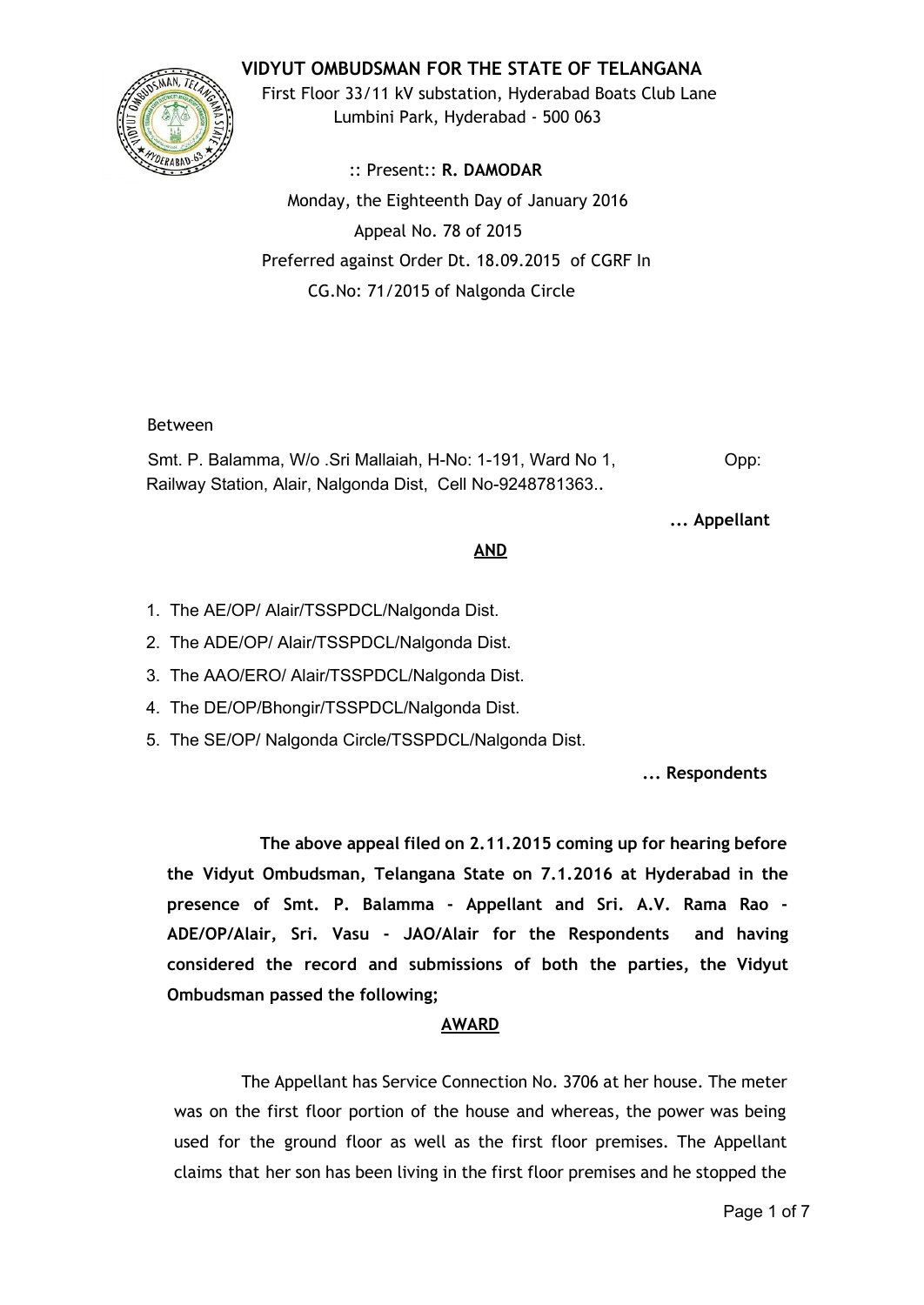# VIDYUT OMBUDSMAN FOR THE STATE OF TELANGANA

First Floor 33/11 kV substation, Hyderabad Boats Club Lane
Lumbini Park, Hyderabad - 500 063

:: Present:: **R. DAMODAR**

Monday, the Eighteenth Day of January 2016

Appeal No. 78 of 2015

Preferred against Order Dt. 18.09.2015 of CGRF In
CG.No: 71/2015 of Nalgonda Circle

Between

Smt. P. Balamma, W/o .Sri Mallaiah, H-No: 1-191, Ward No 1, Opp: Railway Station, Alair, Nalgonda Dist, Cell No-9248781363..

**... Appellant**

**AND**

1. The AE/OP/ Alair/TSSPDCL/Nalgonda Dist.
2. The ADE/OP/ Alair/TSSPDCL/Nalgonda Dist.
3. The AAO/ERO/ Alair/TSSPDCL/Nalgonda Dist.
4. The DE/OP/Bhongir/TSSPDCL/Nalgonda Dist.
5. The SE/OP/ Nalgonda Circle/TSSPDCL/Nalgonda Dist.

**... Respondents**

**The above appeal filed on 2.11.2015 coming up for hearing before the Vidyut Ombudsman, Telangana State on 7.1.2016 at Hyderabad in the presence of Smt. P. Balamma - Appellant and Sri. A.V. Rama Rao - ADE/OP/Alair, Sri. Vasu - JAO/Alair for the Respondents and having considered the record and submissions of both the parties, the Vidyut Ombudsman passed the following;**

**AWARD**

The Appellant has Service Connection No. 3706 at her house. The meter was on the first floor portion of the house and whereas, the power was being used for the ground floor as well as the first floor premises. The Appellant claims that her son has been living in the first floor premises and he stopped the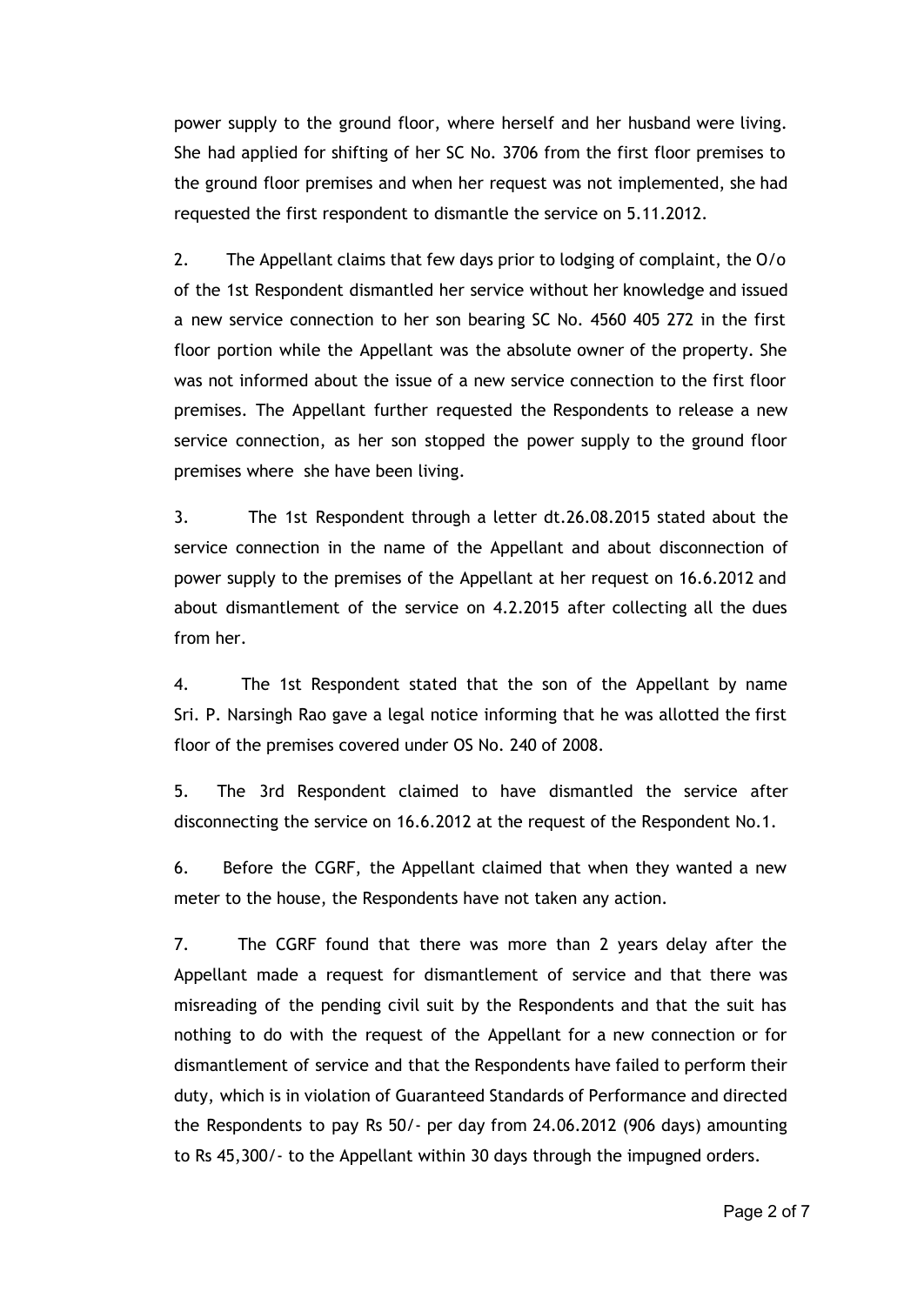power supply to the ground floor, where herself and her husband were living. She had applied for shifting of her SC No. 3706 from the first floor premises to the ground floor premises and when her request was not implemented, she had requested the first respondent to dismantle the service on 5.11.2012.

2. The Appellant claims that few days prior to lodging of complaint, the O/o of the 1st Respondent dismantled her service without her knowledge and issued a new service connection to her son bearing SC No. 4560 405 272 in the first floor portion while the Appellant was the absolute owner of the property. She was not informed about the issue of a new service connection to the first floor premises. The Appellant further requested the Respondents to release a new service connection, as her son stopped the power supply to the ground floor premises where she have been living.

3. The 1st Respondent through a letter dt.26.08.2015 stated about the service connection in the name of the Appellant and about disconnection of power supply to the premises of the Appellant at her request on 16.6.2012 and about dismantlement of the service on 4.2.2015 after collecting all the dues from her.

4. The 1st Respondent stated that the son of the Appellant by name Sri. P. Narsingh Rao gave a legal notice informing that he was allotted the first floor of the premises covered under OS No. 240 of 2008.

5. The 3rd Respondent claimed to have dismantled the service after disconnecting the service on 16.6.2012 at the request of the Respondent No.1.

6. Before the CGRF, the Appellant claimed that when they wanted a new meter to the house, the Respondents have not taken any action.

7. The CGRF found that there was more than 2 years delay after the Appellant made a request for dismantlement of service and that there was misreading of the pending civil suit by the Respondents and that the suit has nothing to do with the request of the Appellant for a new connection or for dismantlement of service and that the Respondents have failed to perform their duty, which is in violation of Guaranteed Standards of Performance and directed the Respondents to pay Rs 50/- per day from 24.06.2012 (906 days) amounting to Rs 45,300/- to the Appellant within 30 days through the impugned orders.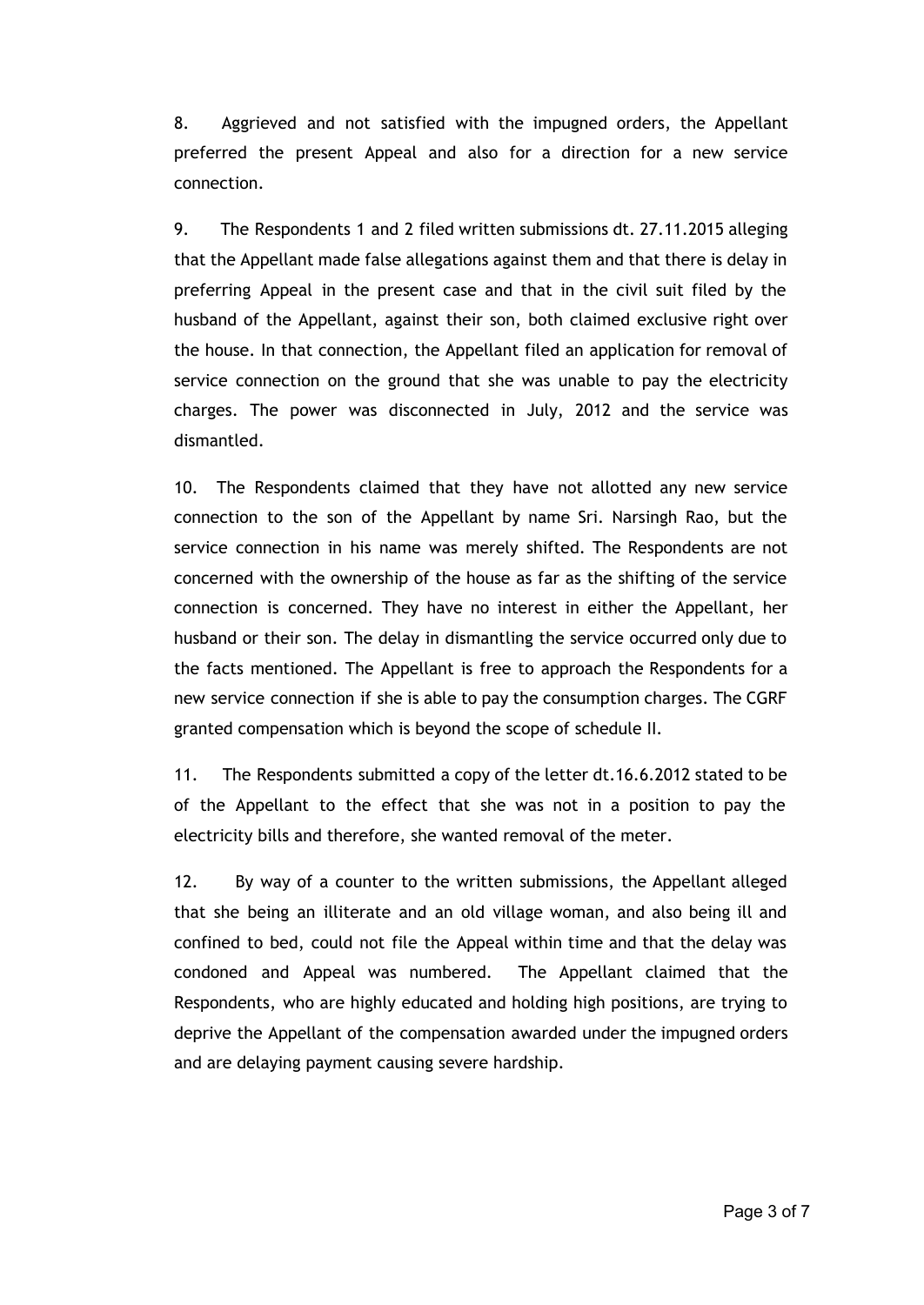8. Aggrieved and not satisfied with the impugned orders, the Appellant preferred the present Appeal and also for a direction for a new service connection.

9. The Respondents 1 and 2 filed written submissions dt. 27.11.2015 alleging that the Appellant made false allegations against them and that there is delay in preferring Appeal in the present case and that in the civil suit filed by the husband of the Appellant, against their son, both claimed exclusive right over the house. In that connection, the Appellant filed an application for removal of service connection on the ground that she was unable to pay the electricity charges. The power was disconnected in July, 2012 and the service was dismantled.

10. The Respondents claimed that they have not allotted any new service connection to the son of the Appellant by name Sri. Narsingh Rao, but the service connection in his name was merely shifted. The Respondents are not concerned with the ownership of the house as far as the shifting of the service connection is concerned. They have no interest in either the Appellant, her husband or their son. The delay in dismantling the service occurred only due to the facts mentioned. The Appellant is free to approach the Respondents for a new service connection if she is able to pay the consumption charges. The CGRF granted compensation which is beyond the scope of schedule II.

11. The Respondents submitted a copy of the letter dt.16.6.2012 stated to be of the Appellant to the effect that she was not in a position to pay the electricity bills and therefore, she wanted removal of the meter.

12. By way of a counter to the written submissions, the Appellant alleged that she being an illiterate and an old village woman, and also being ill and confined to bed, could not file the Appeal within time and that the delay was condoned and Appeal was numbered. The Appellant claimed that the Respondents, who are highly educated and holding high positions, are trying to deprive the Appellant of the compensation awarded under the impugned orders and are delaying payment causing severe hardship.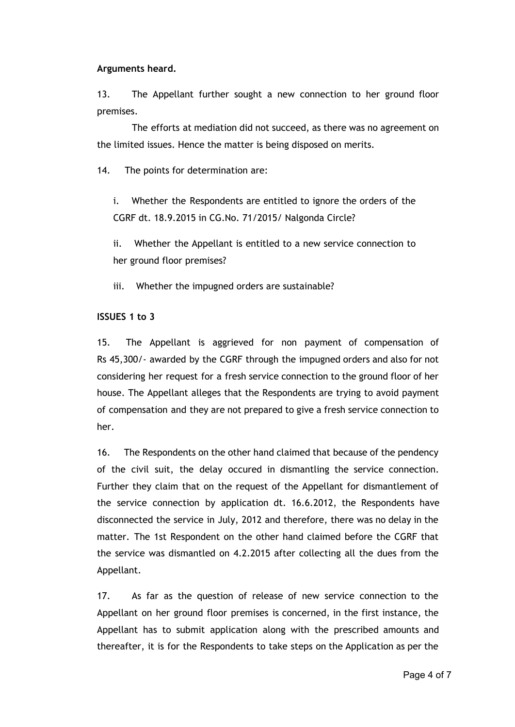**Arguments heard.**

13. The Appellant further sought a new connection to her ground floor premises.

The efforts at mediation did not succeed, as there was no agreement on the limited issues. Hence the matter is being disposed on merits.

14. The points for determination are:

i. Whether the Respondents are entitled to ignore the orders of the CGRF dt. 18.9.2015 in CG.No. 71/2015/ Nalgonda Circle?

ii. Whether the Appellant is entitled to a new service connection to her ground floor premises?

iii. Whether the impugned orders are sustainable?

**ISSUES 1 to 3**

15. The Appellant is aggrieved for non payment of compensation of Rs 45,300/- awarded by the CGRF through the impugned orders and also for not considering her request for a fresh service connection to the ground floor of her house. The Appellant alleges that the Respondents are trying to avoid payment of compensation and they are not prepared to give a fresh service connection to her.

16. The Respondents on the other hand claimed that because of the pendency of the civil suit, the delay occured in dismantling the service connection. Further they claim that on the request of the Appellant for dismantlement of the service connection by application dt. 16.6.2012, the Respondents have disconnected the service in July, 2012 and therefore, there was no delay in the matter. The 1st Respondent on the other hand claimed before the CGRF that the service was dismantled on 4.2.2015 after collecting all the dues from the Appellant.

17. As far as the question of release of new service connection to the Appellant on her ground floor premises is concerned, in the first instance, the Appellant has to submit application along with the prescribed amounts and thereafter, it is for the Respondents to take steps on the Application as per the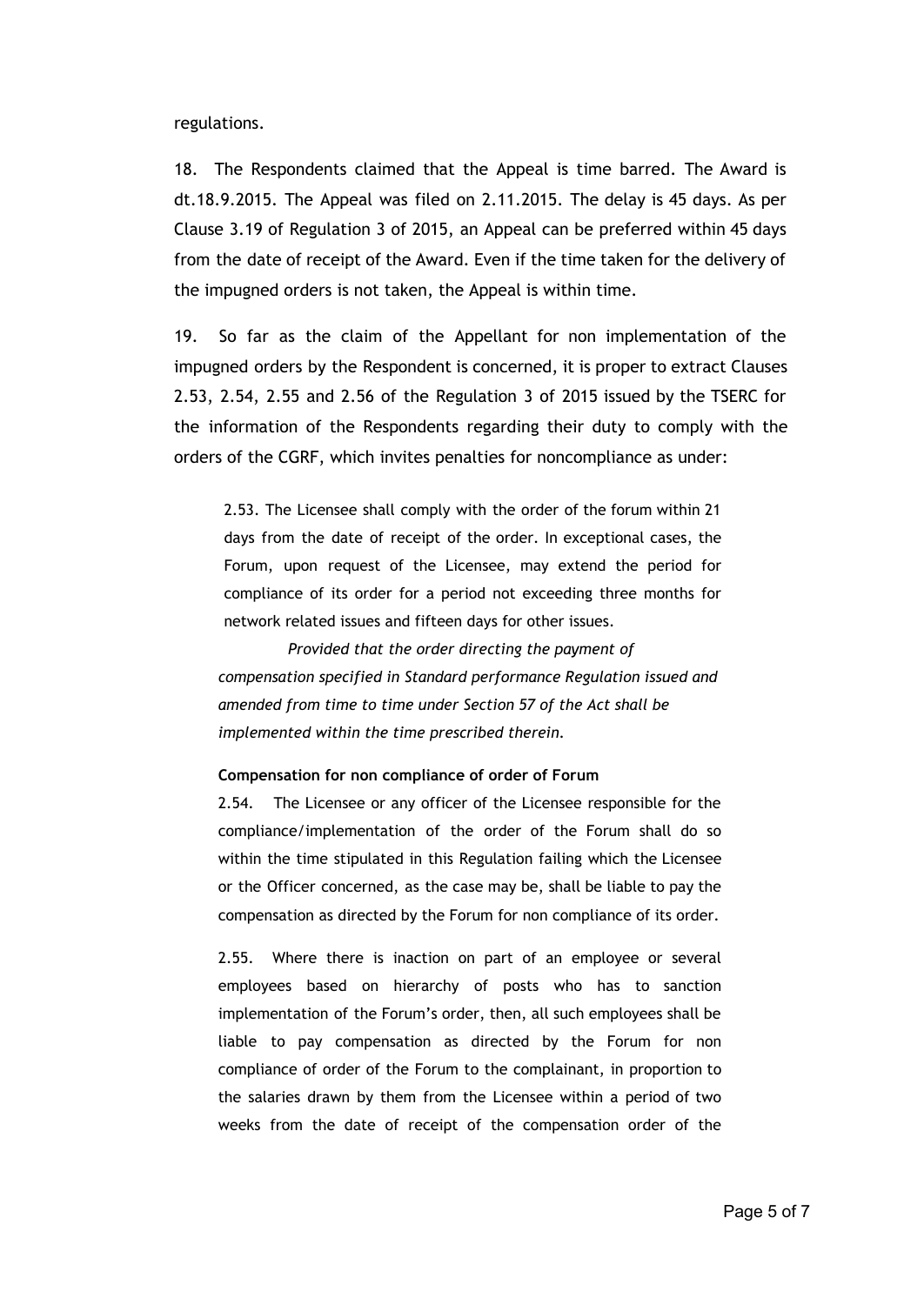regulations.

18. The Respondents claimed that the Appeal is time barred. The Award is dt.18.9.2015. The Appeal was filed on 2.11.2015. The delay is 45 days. As per Clause 3.19 of Regulation 3 of 2015, an Appeal can be preferred within 45 days from the date of receipt of the Award. Even if the time taken for the delivery of the impugned orders is not taken, the Appeal is within time.

19. So far as the claim of the Appellant for non implementation of the impugned orders by the Respondent is concerned, it is proper to extract Clauses 2.53, 2.54, 2.55 and 2.56 of the Regulation 3 of 2015 issued by the TSERC for the information of the Respondents regarding their duty to comply with the orders of the CGRF, which invites penalties for noncompliance as under:

> 2.53. The Licensee shall comply with the order of the forum within 21 days from the date of receipt of the order. In exceptional cases, the Forum, upon request of the Licensee, may extend the period for compliance of its order for a period not exceeding three months for network related issues and fifteen days for other issues.
>
> *Provided that the order directing the payment of compensation specified in Standard performance Regulation issued and amended from time to time under Section 57 of the Act shall be implemented within the time prescribed therein.*
>
> **Compensation for non compliance of order of Forum**
>
> 2.54. The Licensee or any officer of the Licensee responsible for the compliance/implementation of the order of the Forum shall do so within the time stipulated in this Regulation failing which the Licensee or the Officer concerned, as the case may be, shall be liable to pay the compensation as directed by the Forum for non compliance of its order.
>
> 2.55. Where there is inaction on part of an employee or several employees based on hierarchy of posts who has to sanction implementation of the Forum's order, then, all such employees shall be liable to pay compensation as directed by the Forum for non compliance of order of the Forum to the complainant, in proportion to the salaries drawn by them from the Licensee within a period of two weeks from the date of receipt of the compensation order of the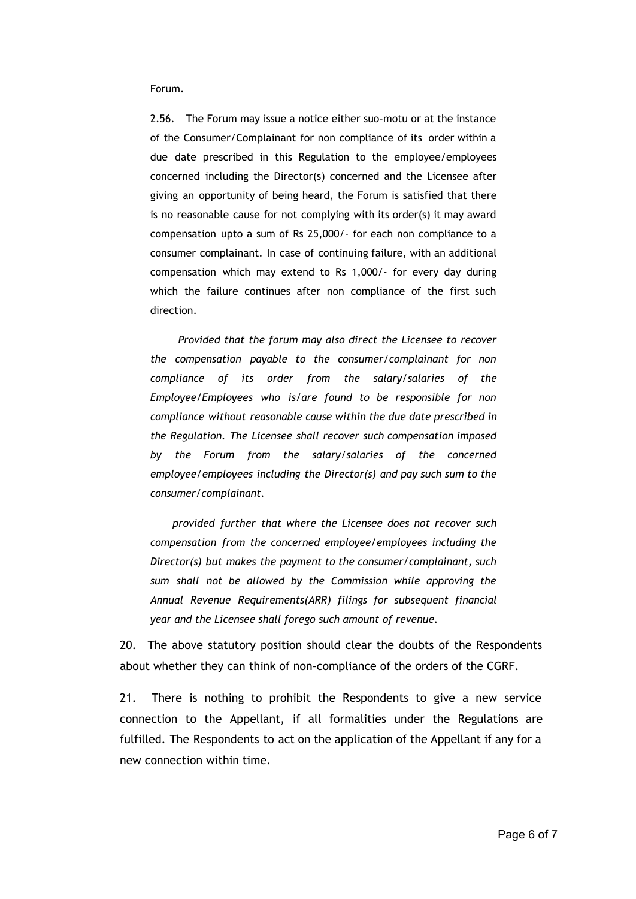Forum.

2.56. The Forum may issue a notice either suo-motu or at the instance of the Consumer/Complainant for non compliance of its order within a due date prescribed in this Regulation to the employee/employees concerned including the Director(s) concerned and the Licensee after giving an opportunity of being heard, the Forum is satisfied that there is no reasonable cause for not complying with its order(s) it may award compensation upto a sum of Rs 25,000/- for each non compliance to a consumer complainant. In case of continuing failure, with an additional compensation which may extend to Rs 1,000/- for every day during which the failure continues after non compliance of the first such direction.

*Provided that the forum may also direct the Licensee to recover the compensation payable to the consumer/complainant for non compliance of its order from the salary/salaries of the Employee/Employees who is/are found to be responsible for non compliance without reasonable cause within the due date prescribed in the Regulation. The Licensee shall recover such compensation imposed by the Forum from the salary/salaries of the concerned employee/employees including the Director(s) and pay such sum to the consumer/complainant.*

*provided further that where the Licensee does not recover such compensation from the concerned employee/employees including the Director(s) but makes the payment to the consumer/complainant, such sum shall not be allowed by the Commission while approving the Annual Revenue Requirements(ARR) filings for subsequent financial year and the Licensee shall forego such amount of revenue.*

20. The above statutory position should clear the doubts of the Respondents about whether they can think of non-compliance of the orders of the CGRF.

21. There is nothing to prohibit the Respondents to give a new service connection to the Appellant, if all formalities under the Regulations are fulfilled. The Respondents to act on the application of the Appellant if any for a new connection within time.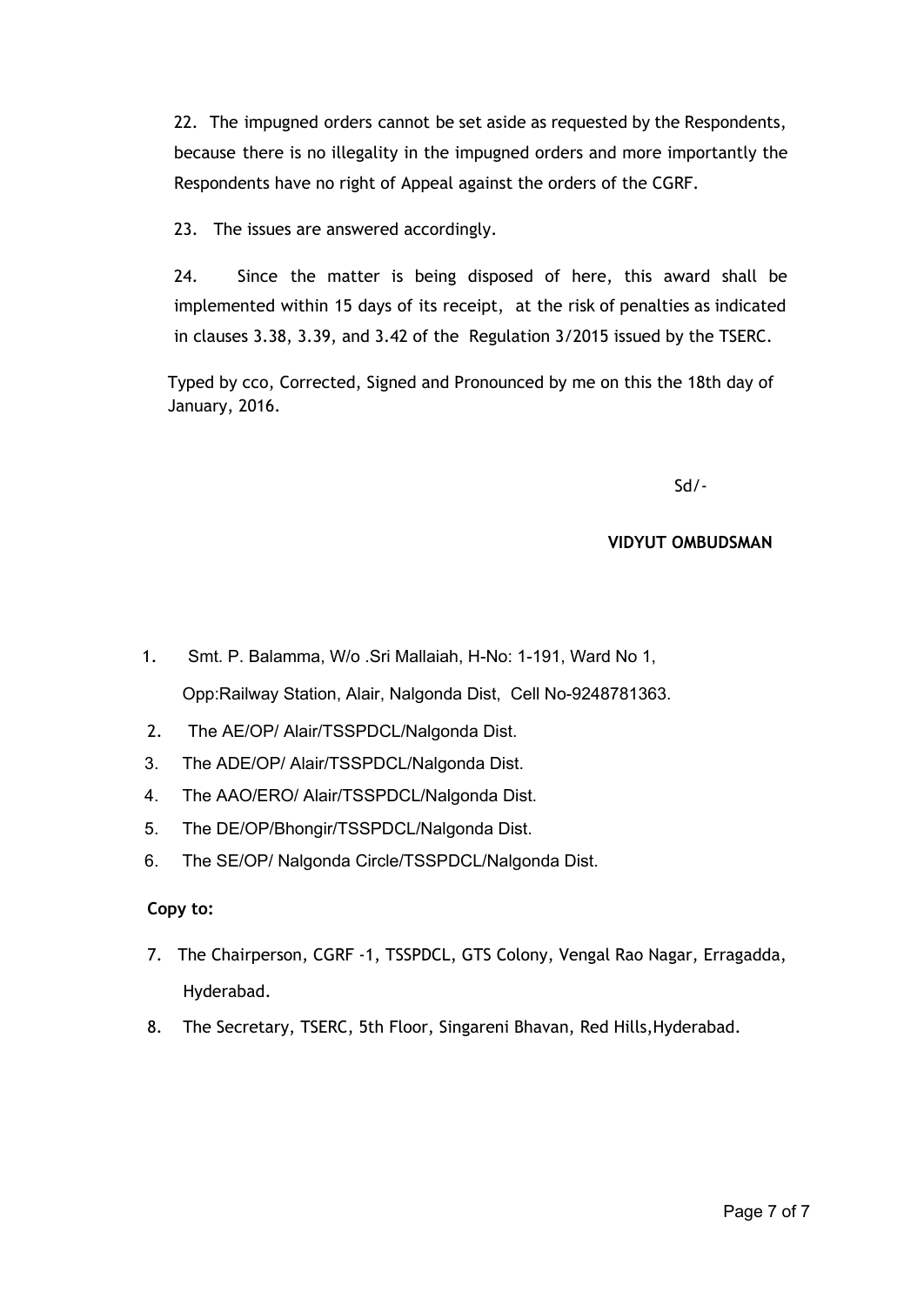22. The impugned orders cannot be set aside as requested by the Respondents, because there is no illegality in the impugned orders and more importantly the Respondents have no right of Appeal against the orders of the CGRF.

23. The issues are answered accordingly.

24. Since the matter is being disposed of here, this award shall be implemented within 15 days of its receipt, at the risk of penalties as indicated in clauses 3.38, 3.39, and 3.42 of the Regulation 3/2015 issued by the TSERC.

Typed by cco, Corrected, Signed and Pronounced by me on this the 18th day of January, 2016.

Sd/-

**VIDYUT OMBUDSMAN**

1. Smt. P. Balamma, W/o .Sri Mallaiah, H-No: 1-191, Ward No 1, Opp:Railway Station, Alair, Nalgonda Dist, Cell No-9248781363.
2. The AE/OP/ Alair/TSSPDCL/Nalgonda Dist.
3. The ADE/OP/ Alair/TSSPDCL/Nalgonda Dist.
4. The AAO/ERO/ Alair/TSSPDCL/Nalgonda Dist.
5. The DE/OP/Bhongir/TSSPDCL/Nalgonda Dist.
6. The SE/OP/ Nalgonda Circle/TSSPDCL/Nalgonda Dist.

**Copy to:**

7. The Chairperson, CGRF -1, TSSPDCL, GTS Colony, Vengal Rao Nagar, Erragadda, Hyderabad.
8. The Secretary, TSERC, 5th Floor, Singareni Bhavan, Red Hills,Hyderabad.